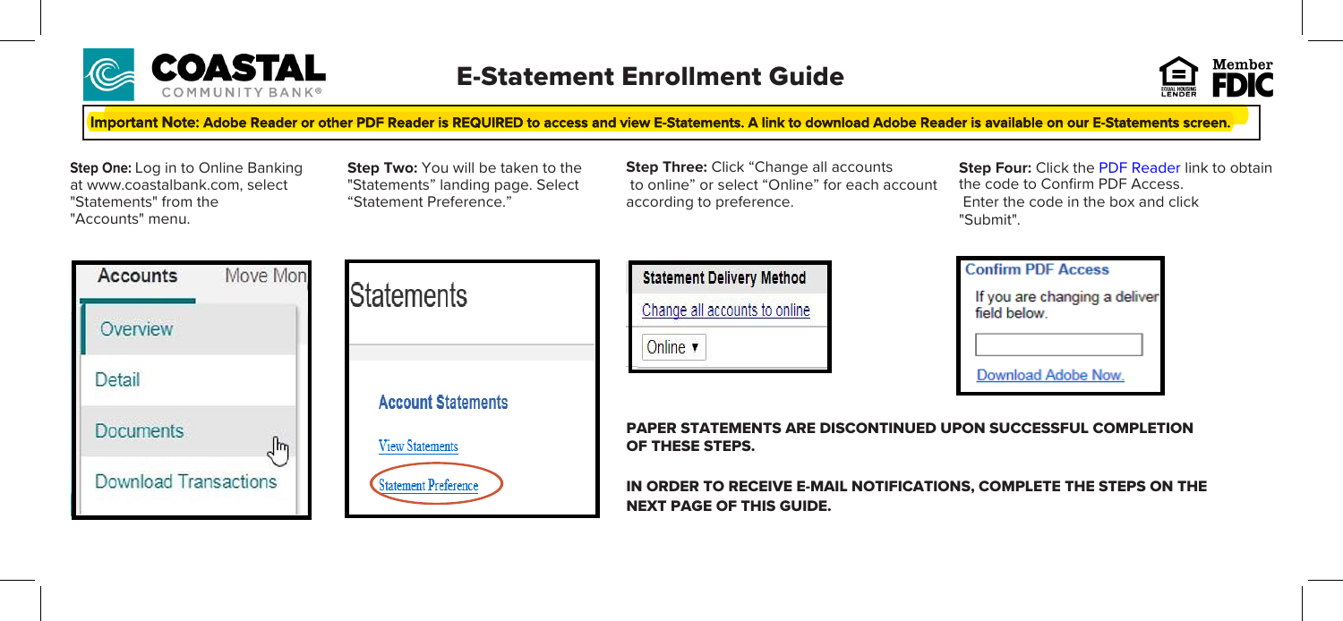# E-Statement Enrollment Guide

**Important Note: Adobe Reader or other PDF Reader is REQUIRED to access and view E-Statements. A link to download Adobe Reader is available on our E-Statements screen.**

**Step One:** Log in to Online Banking at www.coastalbank.com, select "Statements" from the "Accounts" menu.

Accounts | Move Mon
Overview
Detail
Documents
Download Transactions

**Step Two:** You will be taken to the "Statements" landing page. Select "Statement Preference."

Statements
Account Statements
View Statements
Statement Preference

**Step Three:** Click "Change all accounts to online" or select "Online" for each account according to preference.

Statement Delivery Method
Change all accounts to online
Online ▾

**Step Four:** Click the PDF Reader link to obtain the code to Confirm PDF Access. Enter the code in the box and click "Submit".

Confirm PDF Access
If you are changing a deliver
field below.
Download Adobe Now.

**PAPER STATEMENTS ARE DISCONTINUED UPON SUCCESSFUL COMPLETION OF THESE STEPS.**

**IN ORDER TO RECEIVE E-MAIL NOTIFICATIONS, COMPLETE THE STEPS ON THE NEXT PAGE OF THIS GUIDE.**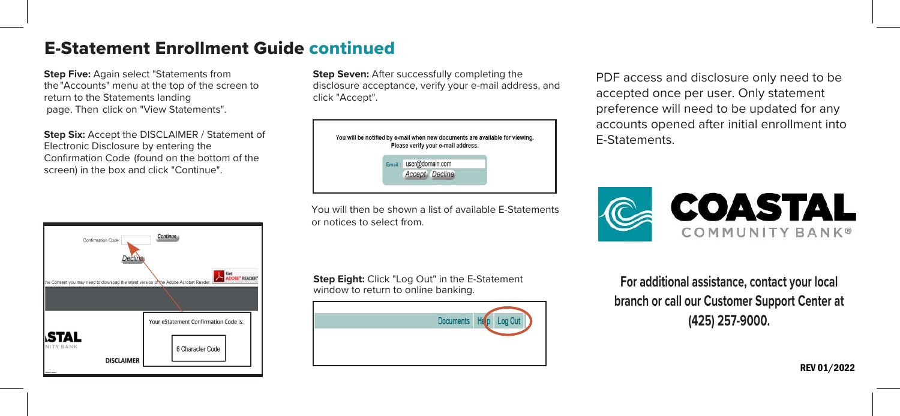# E-Statement Enrollment Guide continued

**Step Five:** Again select "Statements from the "Accounts" menu at the top of the screen to return to the Statements landing page. Then click on "View Statements".

**Step Six:** Accept the DISCLAIMER / Statement of Electronic Disclosure by entering the Confirmation Code (found on the bottom of the screen) in the box and click "Continue".

Confirmation Code: Continue

Decline

the Consent you may need to download the latest version of the Adobe Acrobat Reader.

Your eStatement Confirmation Code is:

6 Character Code

DISCLAIMER

**Step Seven:** After successfully completing the disclosure acceptance, verify your e-mail address, and click "Accept".

You will be notified by e-mail when new documents are available for viewing.
Please verify your e-mail address.

Email: user@domain.com

Accept Decline

You will then be shown a list of available E-Statements or notices to select from.

**Step Eight:** Click "Log Out" in the E-Statement window to return to online banking.

Documents Help Log Out

PDF access and disclosure only need to be accepted once per user. Only statement preference will need to be updated for any accounts opened after initial enrollment into E-Statements.

COASTAL COMMUNITY BANK®

**For additional assistance, contact your local branch or call our Customer Support Center at (425) 257-9000.**

REV 01/2022